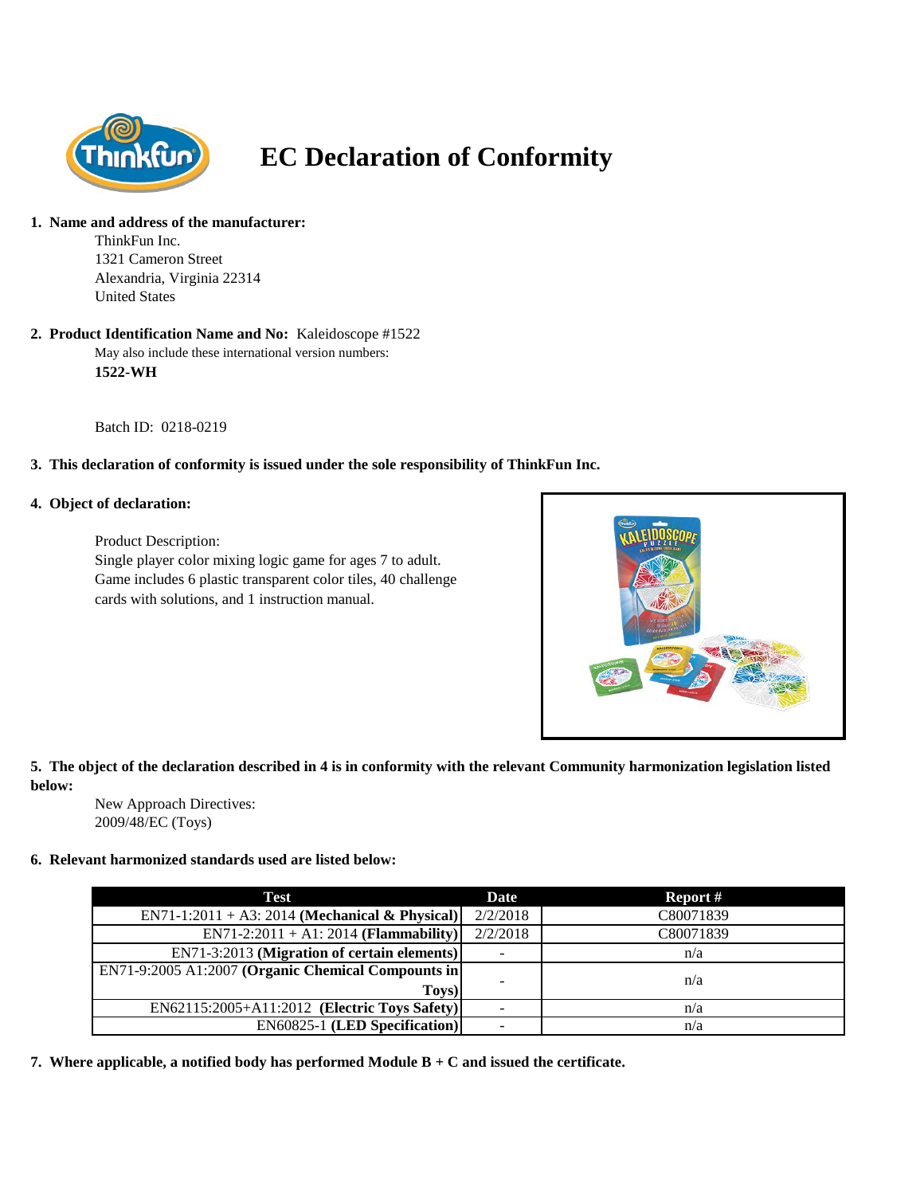# EC Declaration of Conformity

1. **Name and address of the manufacturer:**

   ThinkFun Inc.
   1321 Cameron Street
   Alexandria, Virginia 22314
   United States

2. **Product Identification Name and No:** Kaleidoscope #1522

   May also include these international version numbers:
   **1522-WH**

   Batch ID: 0218-0219

3. **This declaration of conformity is issued under the sole responsibility of ThinkFun Inc.**

4. **Object of declaration:**

   Product Description:
   Single player color mixing logic game for ages 7 to adult. Game includes 6 plastic transparent color tiles, 40 challenge cards with solutions, and 1 instruction manual.

5. **The object of the declaration described in 4 is in conformity with the relevant Community harmonization legislation listed below:**

   New Approach Directives:
   2009/48/EC (Toys)

6. **Relevant harmonized standards used are listed below:**

| Test | Date | Report # |
|---|---|---|
| EN71-1:2011 + A3: 2014 **(Mechanical & Physical)** | 2/2/2018 | C80071839 |
| EN71-2:2011 + A1: 2014 **(Flammability)** | 2/2/2018 | C80071839 |
| EN71-3:2013 **(Migration of certain elements)** | - | n/a |
| EN71-9:2005 A1:2007 **(Organic Chemical Compounts in Toys)** | - | n/a |
| EN62115:2005+A11:2012 **(Electric Toys Safety)** | - | n/a |
| EN60825-1 **(LED Specification)** | - | n/a |

7. **Where applicable, a notified body has performed Module B + C and issued the certificate.**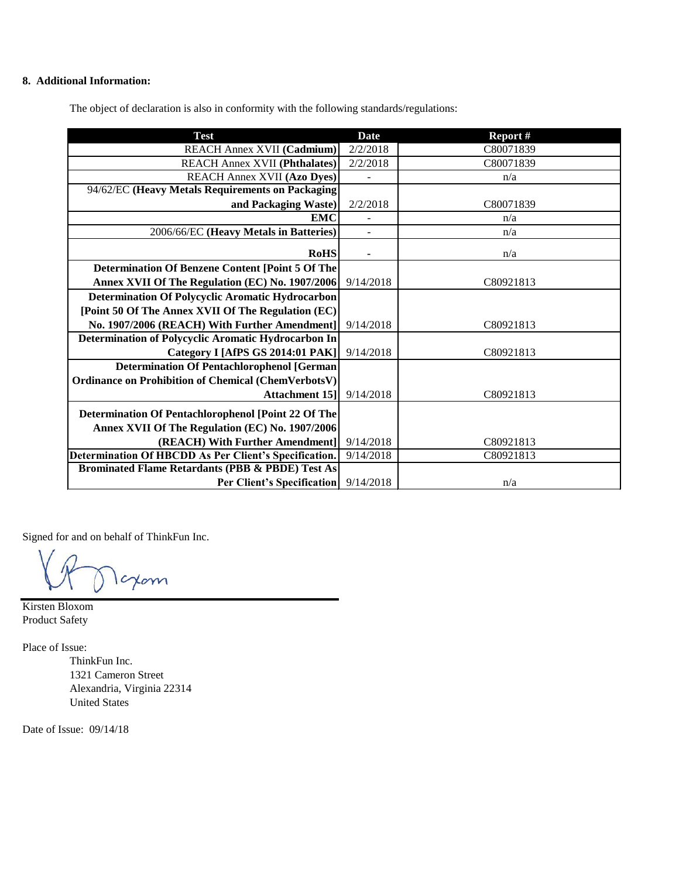**8. Additional Information:**

The object of declaration is also in conformity with the following standards/regulations:

| Test | Date | Report # |
|---|---|---|
| REACH Annex XVII **(Cadmium)** | 2/2/2018 | C80071839 |
| REACH Annex XVII **(Phthalates)** | 2/2/2018 | C80071839 |
| REACH Annex XVII **(Azo Dyes)** | - | n/a |
| 94/62/EC **(Heavy Metals Requirements on Packaging and Packaging Waste)** | 2/2/2018 | C80071839 |
| **EMC** | - | n/a |
| 2006/66/EC **(Heavy Metals in Batteries)** | - | n/a |
| **RoHS** | - | n/a |
| **Determination Of Benzene Content [Point 5 Of The Annex XVII Of The Regulation (EC) No. 1907/2006** | 9/14/2018 | C80921813 |
| **Determination Of Polycyclic Aromatic Hydrocarbon [Point 50 Of The Annex XVII Of The Regulation (EC) No. 1907/2006 (REACH) With Further Amendment]** | 9/14/2018 | C80921813 |
| **Determination of Polycyclic Aromatic Hydrocarbon In Category I [AfPS GS 2014:01 PAK]** | 9/14/2018 | C80921813 |
| **Determination Of Pentachlorophenol [German Ordinance on Prohibition of Chemical (ChemVerbotsV) Attachment 15]** | 9/14/2018 | C80921813 |
| **Determination Of Pentachlorophenol [Point 22 Of The Annex XVII Of The Regulation (EC) No. 1907/2006 (REACH) With Further Amendment]** | 9/14/2018 | C80921813 |
| **Determination Of HBCDD As Per Client's Specification.** | 9/14/2018 | C80921813 |
| **Brominated Flame Retardants (PBB & PBDE) Test As Per Client's Specification** | 9/14/2018 | n/a |

Signed for and on behalf of ThinkFun Inc.

Kirsten Bloxom
Product Safety

Place of Issue:

ThinkFun Inc.
1321 Cameron Street
Alexandria, Virginia 22314
United States

Date of Issue: 09/14/18